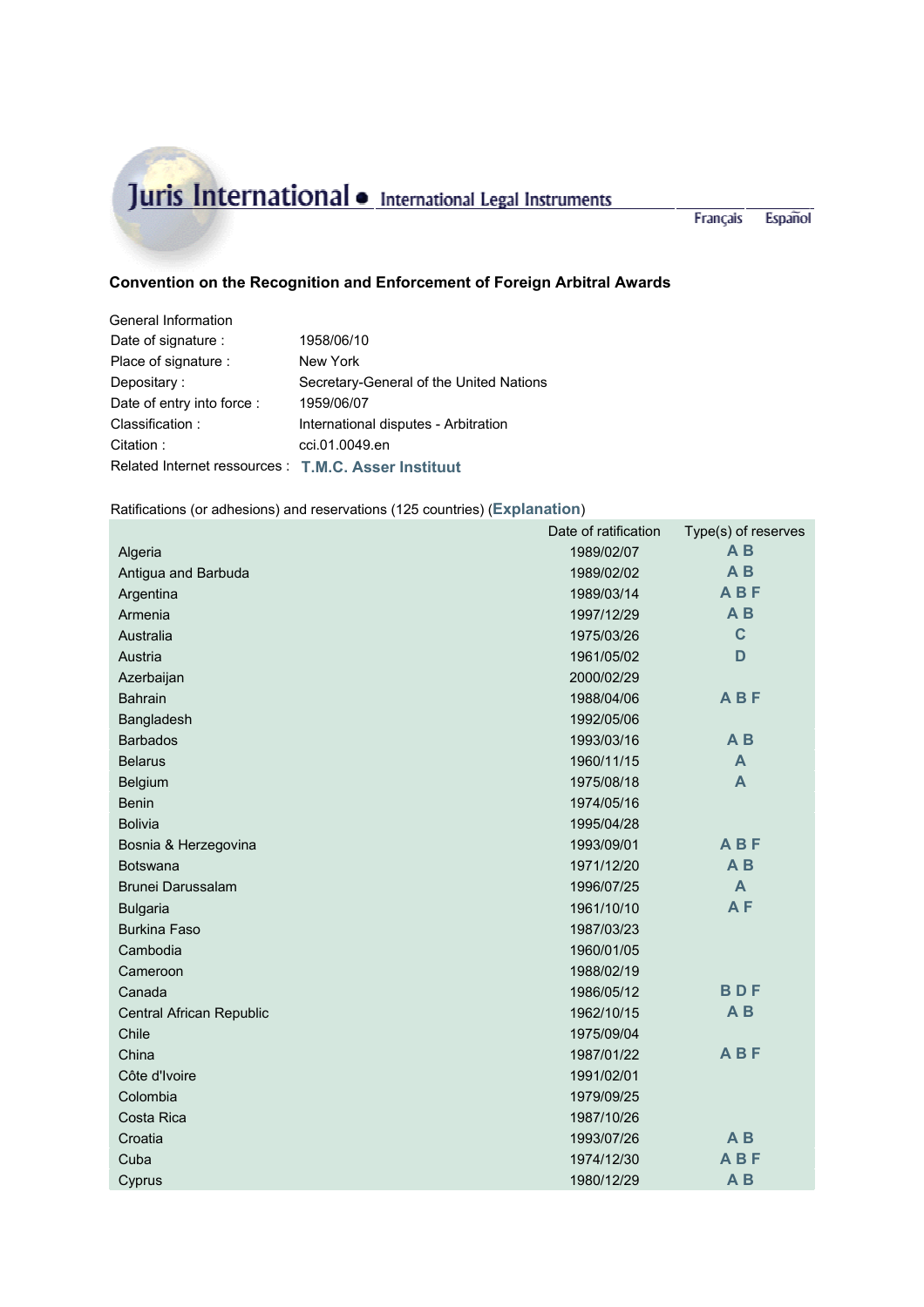Juris International • International Legal Instruments

Français Español

## Convention on the Recognition and Enforcement of Foreign Arbitral Awards

General Information

| | |
|---|---|
| Date of signature : | 1958/06/10 |
| Place of signature : | New York |
| Depositary : | Secretary-General of the United Nations |
| Date of entry into force : | 1959/06/07 |
| Classification : | International disputes - Arbitration |
| Citation : | cci.01.0049.en |
| Related Internet ressources : | **T.M.C. Asser Instituut** |

Ratifications (or adhesions) and reservations (125 countries) (**Explanation**)

| | Date of ratification | Type(s) of reserves |
|---|---|---|
| Algeria | 1989/02/07 | A B |
| Antigua and Barbuda | 1989/02/02 | A B |
| Argentina | 1989/03/14 | A B F |
| Armenia | 1997/12/29 | A B |
| Australia | 1975/03/26 | C |
| Austria | 1961/05/02 | D |
| Azerbaijan | 2000/02/29 | |
| Bahrain | 1988/04/06 | A B F |
| Bangladesh | 1992/05/06 | |
| Barbados | 1993/03/16 | A B |
| Belarus | 1960/11/15 | A |
| Belgium | 1975/08/18 | A |
| Benin | 1974/05/16 | |
| Bolivia | 1995/04/28 | |
| Bosnia & Herzegovina | 1993/09/01 | A B F |
| Botswana | 1971/12/20 | A B |
| Brunei Darussalam | 1996/07/25 | A |
| Bulgaria | 1961/10/10 | A F |
| Burkina Faso | 1987/03/23 | |
| Cambodia | 1960/01/05 | |
| Cameroon | 1988/02/19 | |
| Canada | 1986/05/12 | B D F |
| Central African Republic | 1962/10/15 | A B |
| Chile | 1975/09/04 | |
| China | 1987/01/22 | A B F |
| Côte d'Ivoire | 1991/02/01 | |
| Colombia | 1979/09/25 | |
| Costa Rica | 1987/10/26 | |
| Croatia | 1993/07/26 | A B |
| Cuba | 1974/12/30 | A B F |
| Cyprus | 1980/12/29 | A B |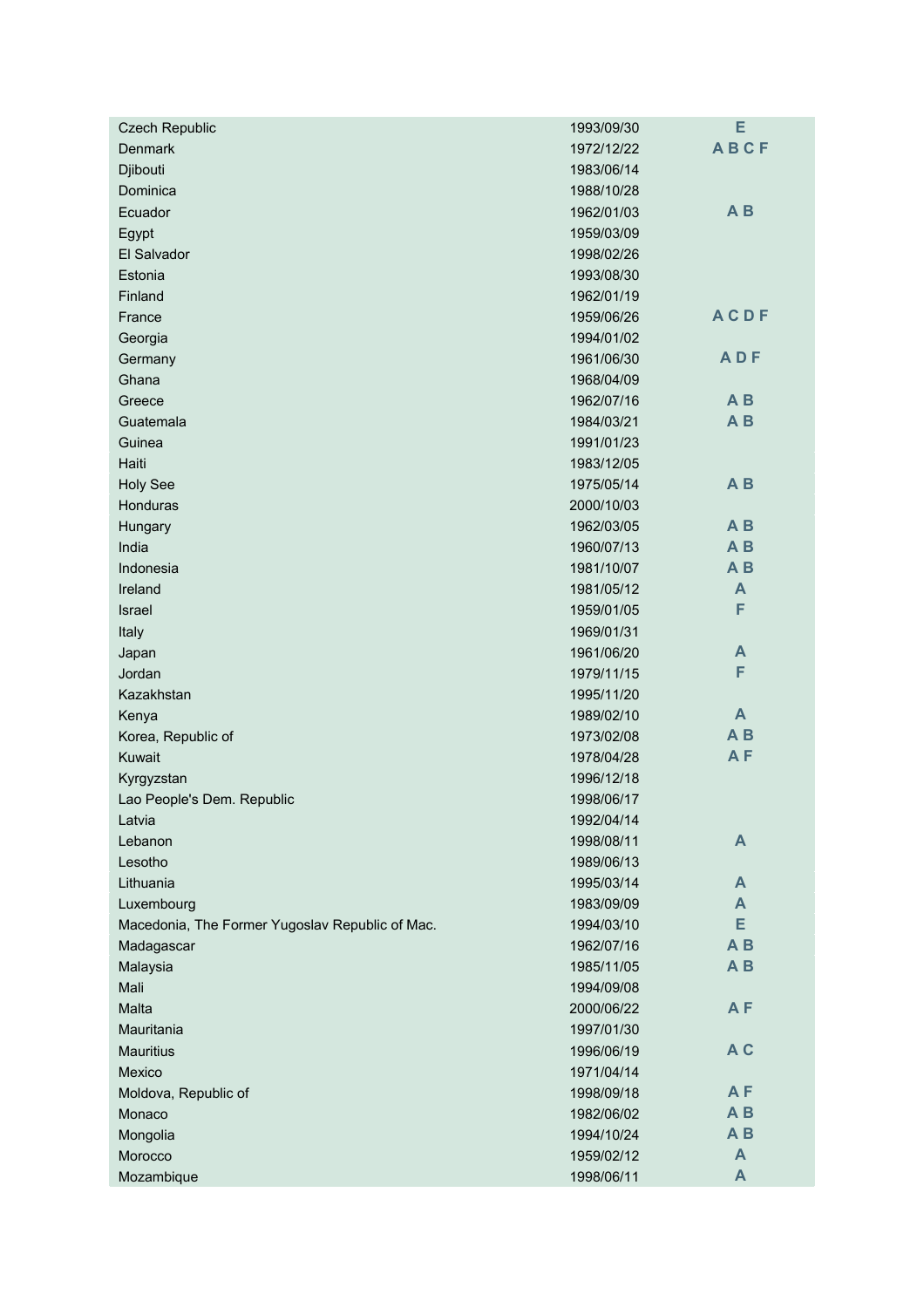| | | |
|---|---|---|
| Czech Republic | 1993/09/30 | E |
| Denmark | 1972/12/22 | A B C F |
| Djibouti | 1983/06/14 | |
| Dominica | 1988/10/28 | |
| Ecuador | 1962/01/03 | A B |
| Egypt | 1959/03/09 | |
| El Salvador | 1998/02/26 | |
| Estonia | 1993/08/30 | |
| Finland | 1962/01/19 | |
| France | 1959/06/26 | A C D F |
| Georgia | 1994/01/02 | |
| Germany | 1961/06/30 | A D F |
| Ghana | 1968/04/09 | |
| Greece | 1962/07/16 | A B |
| Guatemala | 1984/03/21 | A B |
| Guinea | 1991/01/23 | |
| Haiti | 1983/12/05 | |
| Holy See | 1975/05/14 | A B |
| Honduras | 2000/10/03 | |
| Hungary | 1962/03/05 | A B |
| India | 1960/07/13 | A B |
| Indonesia | 1981/10/07 | A B |
| Ireland | 1981/05/12 | A |
| Israel | 1959/01/05 | F |
| Italy | 1969/01/31 | |
| Japan | 1961/06/20 | A |
| Jordan | 1979/11/15 | F |
| Kazakhstan | 1995/11/20 | |
| Kenya | 1989/02/10 | A |
| Korea, Republic of | 1973/02/08 | A B |
| Kuwait | 1978/04/28 | A F |
| Kyrgyzstan | 1996/12/18 | |
| Lao People's Dem. Republic | 1998/06/17 | |
| Latvia | 1992/04/14 | |
| Lebanon | 1998/08/11 | A |
| Lesotho | 1989/06/13 | |
| Lithuania | 1995/03/14 | A |
| Luxembourg | 1983/09/09 | A |
| Macedonia, The Former Yugoslav Republic of Mac. | 1994/03/10 | E |
| Madagascar | 1962/07/16 | A B |
| Malaysia | 1985/11/05 | A B |
| Mali | 1994/09/08 | |
| Malta | 2000/06/22 | A F |
| Mauritania | 1997/01/30 | |
| Mauritius | 1996/06/19 | A C |
| Mexico | 1971/04/14 | |
| Moldova, Republic of | 1998/09/18 | A F |
| Monaco | 1982/06/02 | A B |
| Mongolia | 1994/10/24 | A B |
| Morocco | 1959/02/12 | A |
| Mozambique | 1998/06/11 | A |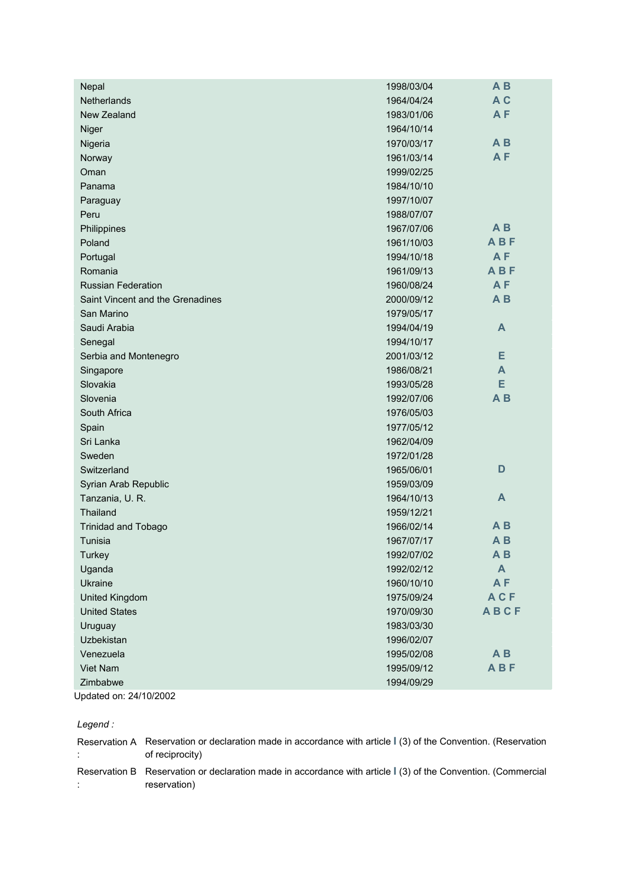| | | |
|---|---|---|
| Nepal | 1998/03/04 | A B |
| Netherlands | 1964/04/24 | A C |
| New Zealand | 1983/01/06 | A F |
| Niger | 1964/10/14 | |
| Nigeria | 1970/03/17 | A B |
| Norway | 1961/03/14 | A F |
| Oman | 1999/02/25 | |
| Panama | 1984/10/10 | |
| Paraguay | 1997/10/07 | |
| Peru | 1988/07/07 | |
| Philippines | 1967/07/06 | A B |
| Poland | 1961/10/03 | A B F |
| Portugal | 1994/10/18 | A F |
| Romania | 1961/09/13 | A B F |
| Russian Federation | 1960/08/24 | A F |
| Saint Vincent and the Grenadines | 2000/09/12 | A B |
| San Marino | 1979/05/17 | |
| Saudi Arabia | 1994/04/19 | A |
| Senegal | 1994/10/17 | |
| Serbia and Montenegro | 2001/03/12 | E |
| Singapore | 1986/08/21 | A |
| Slovakia | 1993/05/28 | E |
| Slovenia | 1992/07/06 | A B |
| South Africa | 1976/05/03 | |
| Spain | 1977/05/12 | |
| Sri Lanka | 1962/04/09 | |
| Sweden | 1972/01/28 | |
| Switzerland | 1965/06/01 | D |
| Syrian Arab Republic | 1959/03/09 | |
| Tanzania, U. R. | 1964/10/13 | A |
| Thailand | 1959/12/21 | |
| Trinidad and Tobago | 1966/02/14 | A B |
| Tunisia | 1967/07/17 | A B |
| Turkey | 1992/07/02 | A B |
| Uganda | 1992/02/12 | A |
| Ukraine | 1960/10/10 | A F |
| United Kingdom | 1975/09/24 | A C F |
| United States | 1970/09/30 | A B C F |
| Uruguay | 1983/03/30 | |
| Uzbekistan | 1996/02/07 | |
| Venezuela | 1995/02/08 | A B |
| Viet Nam | 1995/09/12 | A B F |
| Zimbabwe | 1994/09/29 | |

Updated on: 24/10/2002

*Legend :*

| | |
|---|---|
| Reservation A : | Reservation or declaration made in accordance with article I (3) of the Convention. (Reservation of reciprocity) |
| Reservation B : | Reservation or declaration made in accordance with article I (3) of the Convention. (Commercial reservation) |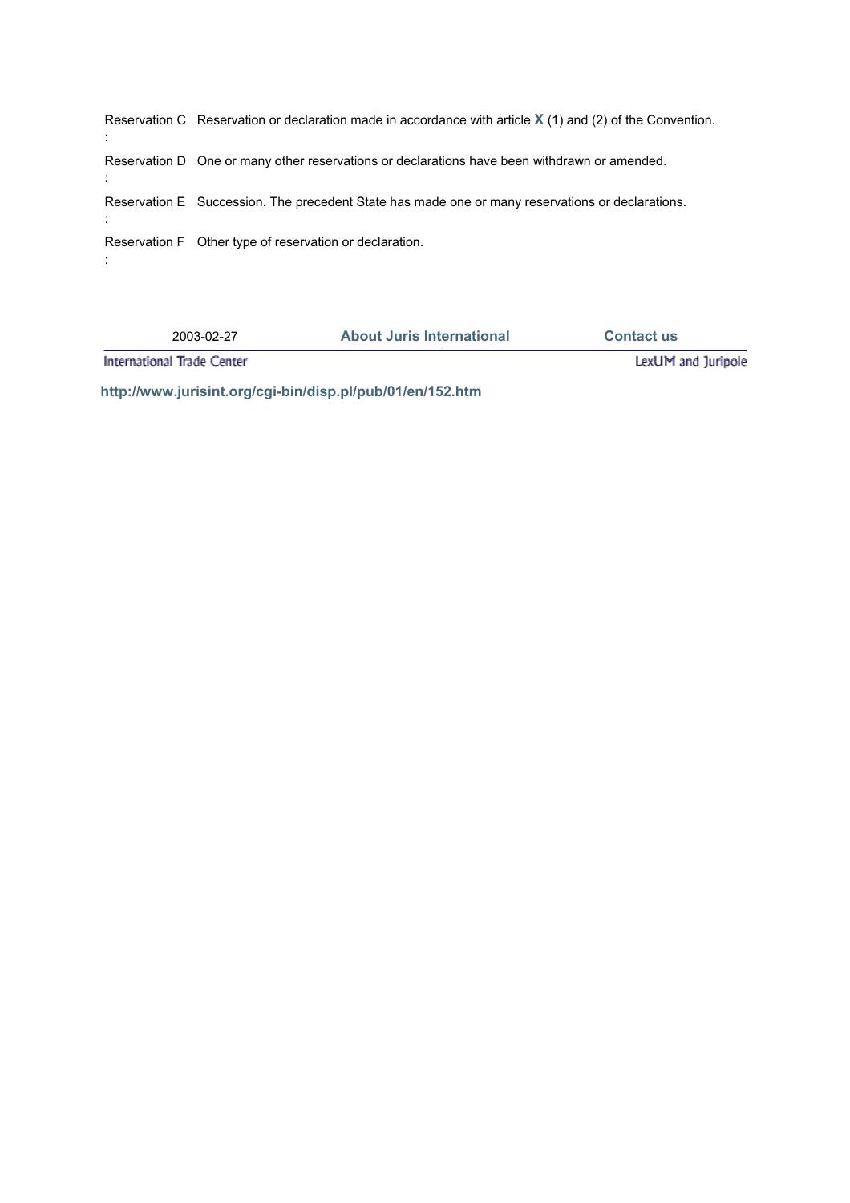Reservation C: Reservation or declaration made in accordance with article **X** (1) and (2) of the Convention.

Reservation D: One or many other reservations or declarations have been withdrawn or amended.

Reservation E: Succession. The precedent State has made one or many reservations or declarations.

Reservation F: Other type of reservation or declaration.

| | | |
|---|---|---|
| 2003-02-27 | **About Juris International** | **Contact us** |

International Trade Center

LexUM and Juripole

**http://www.jurisint.org/cgi-bin/disp.pl/pub/01/en/152.htm**